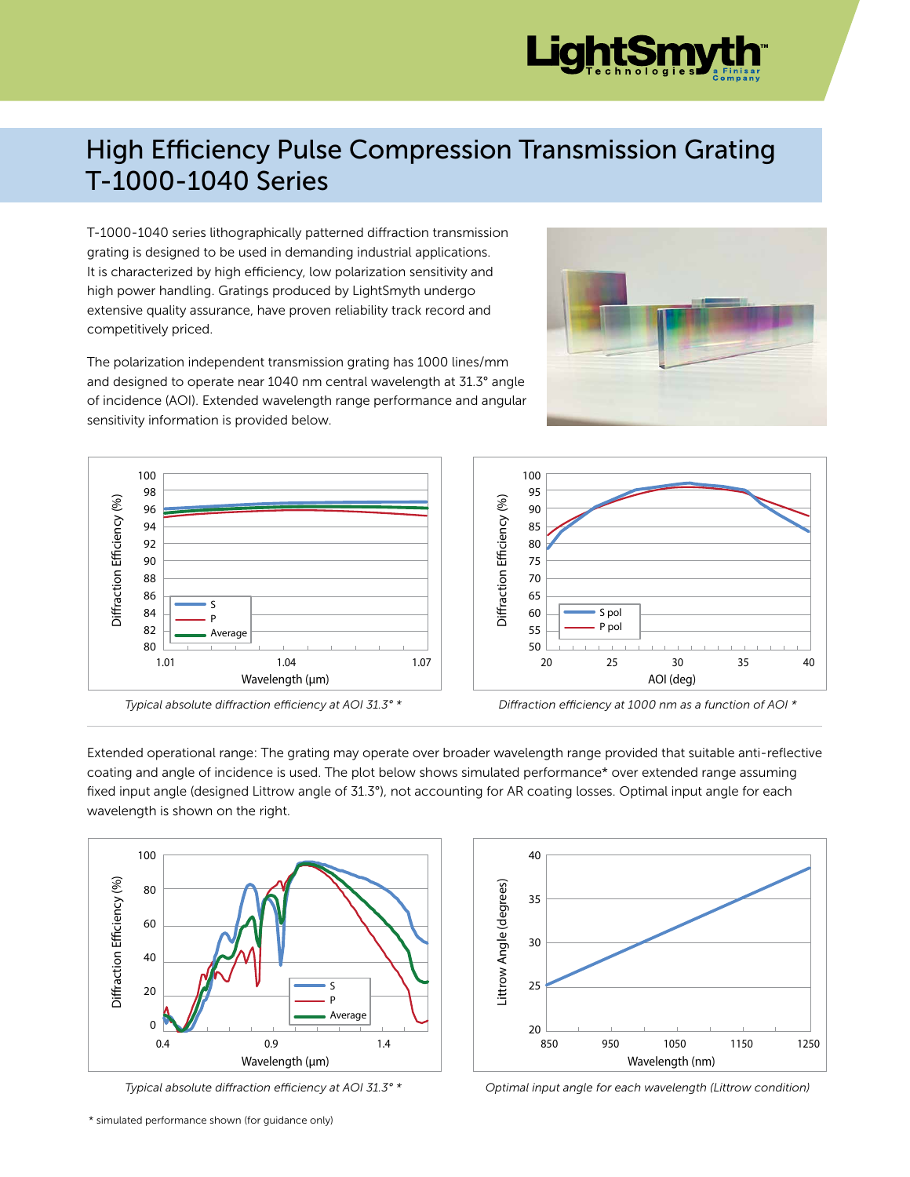# High Efficiency Pulse Compression Transmission Grating T-1000-1040 Series

T-1000-1040 series lithographically patterned diffraction transmission grating is designed to be used in demanding industrial applications. It is characterized by high efficiency, low polarization sensitivity and high power handling. Gratings produced by LightSmyth undergo extensive quality assurance, have proven reliability track record and competitively priced.

The polarization independent transmission grating has 1000 lines/mm and designed to operate near 1040 nm central wavelength at 31.3° angle of incidence (AOI). Extended wavelength range performance and angular sensitivity information is provided below.

*Typical absolute diffraction efficiency at AOI 31.3° **

*Diffraction efficiency at 1000 nm as a function of AOI **

Extended operational range: The grating may operate over broader wavelength range provided that suitable anti-reflective coating and angle of incidence is used. The plot below shows simulated performance* over extended range assuming fixed input angle (designed Littrow angle of 31.3°), not accounting for AR coating losses. Optimal input angle for each wavelength is shown on the right.

*Typical absolute diffraction efficiency at AOI 31.3° **

*Optimal input angle for each wavelength (Littrow condition)*

\* simulated performance shown (for guidance only)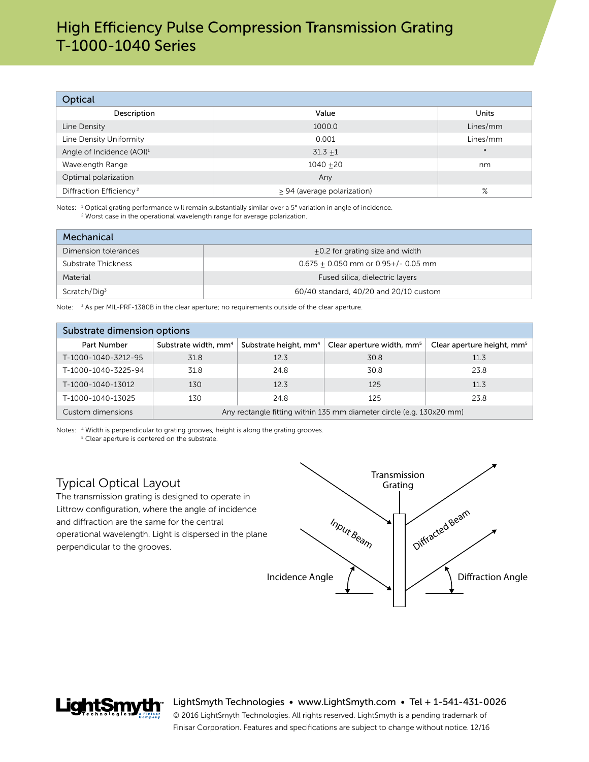# High Efficiency Pulse Compression Transmission Grating T-1000-1040 Series

| Optical | | |
|---|---|---|
| Description | Value | Units |
| Line Density | 1000.0 | Lines/mm |
| Line Density Uniformity | 0.001 | Lines/mm |
| Angle of Incidence (AOI)[1] | 31.3 ±1 | ° |
| Wavelength Range | 1040 ±20 | nm |
| Optimal polarization | Any | |
| Diffraction Efficiency[2] | ≥ 94 (average polarization) | % |

Notes: [1] Optical grating performance will remain substantially similar over a 5° variation in angle of incidence.
[2] Worst case in the operational wavelength range for average polarization.

| Mechanical | |
|---|---|
| Dimension tolerances | ±0.2 for grating size and width |
| Substrate Thickness | 0.675 ± 0.050 mm or 0.95+/- 0.05 mm |
| Material | Fused silica, dielectric layers |
| Scratch/Dig[3] | 60/40 standard, 40/20 and 20/10 custom |

Note: [3] As per MIL-PRF-1380B in the clear aperture; no requirements outside of the clear aperture.

| Substrate dimension options | | | | |
|---|---|---|---|---|
| Part Number | Substrate width, mm[4] | Substrate height, mm[4] | Clear aperture width, mm[5] | Clear aperture height, mm[5] |
| T-1000-1040-3212-95 | 31.8 | 12.3 | 30.8 | 11.3 |
| T-1000-1040-3225-94 | 31.8 | 24.8 | 30.8 | 23.8 |
| T-1000-1040-13012 | 130 | 12.3 | 125 | 11.3 |
| T-1000-1040-13025 | 130 | 24.8 | 125 | 23.8 |
| Custom dimensions | Any rectangle fitting within 135 mm diameter circle (e.g. 130x20 mm) | | | |

Notes: [4] Width is perpendicular to grating grooves, height is along the grating grooves.
[5] Clear aperture is centered on the substrate.

## Typical Optical Layout

The transmission grating is designed to operate in Littrow configuration, where the angle of incidence and diffraction are the same for the central operational wavelength. Light is dispersed in the plane perpendicular to the grooves.

Transmission Grating
Input Beam
Diffracted Beam
Incidence Angle
Diffraction Angle

LightSmyth Technologies • www.LightSmyth.com • Tel + 1-541-431-0026
© 2016 LightSmyth Technologies. All rights reserved. LightSmyth is a pending trademark of Finisar Corporation. Features and specifications are subject to change without notice. 12/16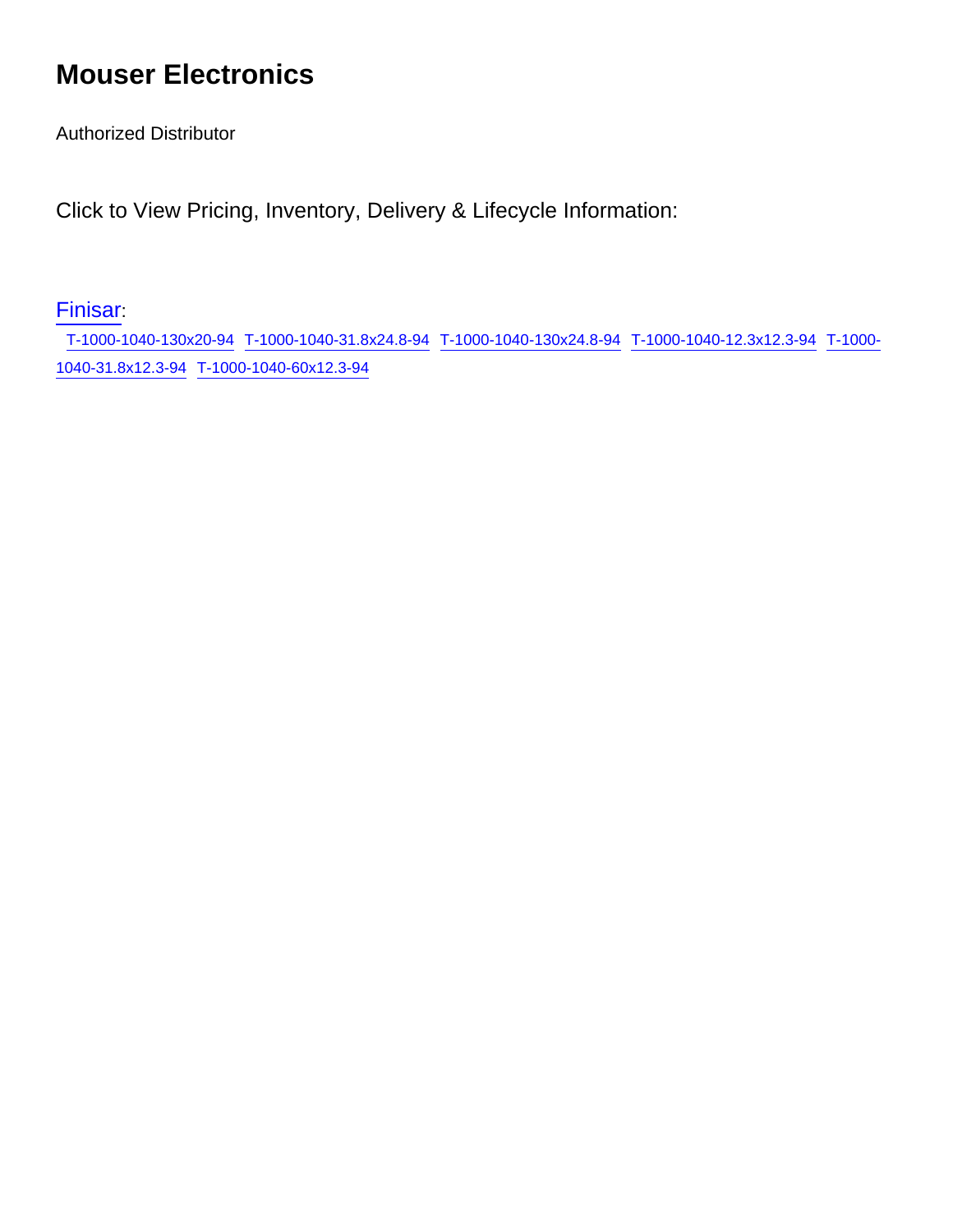# Mouser Electronics

Authorized Distributor

Click to View Pricing, Inventory, Delivery & Lifecycle Information:

Finisar:

T-1000-1040-130x20-94 T-1000-1040-31.8x24.8-94 T-1000-1040-130x24.8-94 T-1000-1040-12.3x12.3-94 T-1000-1040-31.8x12.3-94 T-1000-1040-60x12.3-94